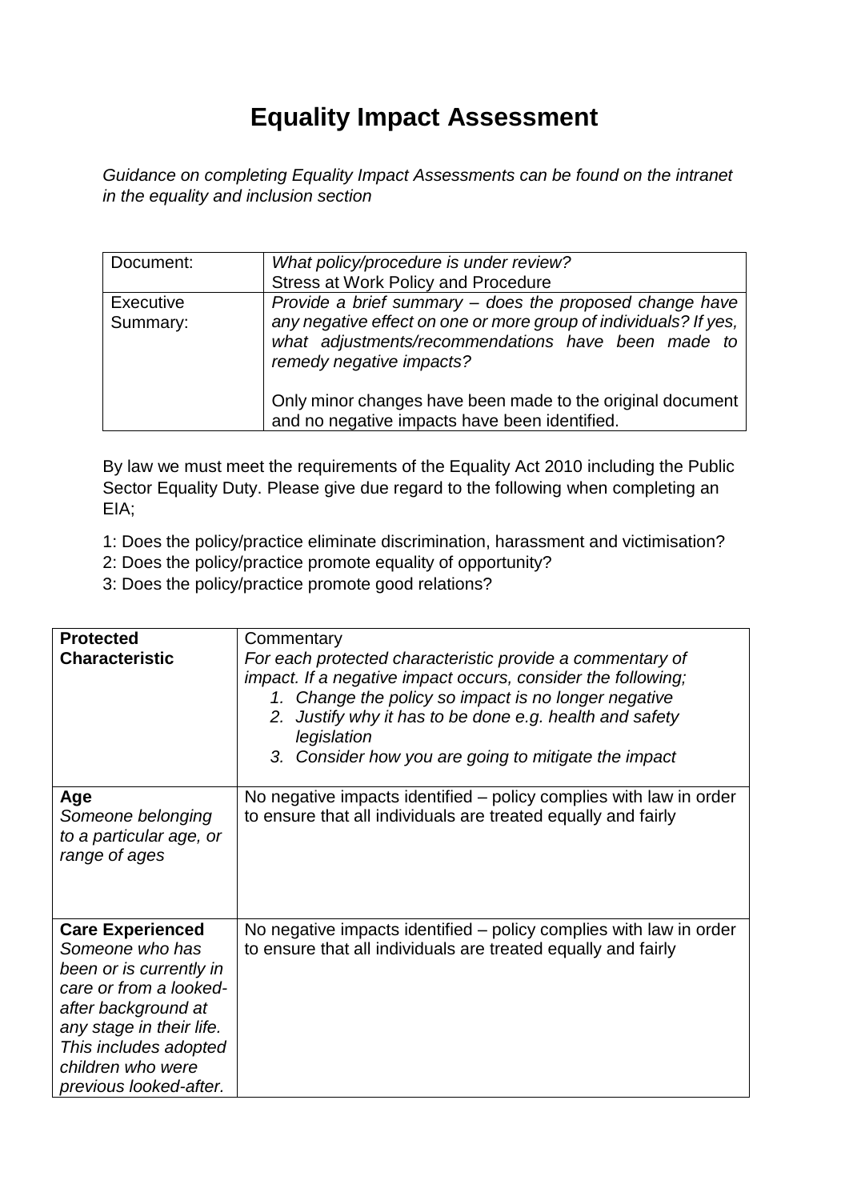# Equality Impact Assessment

*Guidance on completing Equality Impact Assessments can be found on the intranet in the equality and inclusion section*

| Document: | *What policy/procedure is under review?*<br>Stress at Work Policy and Procedure |
|---|---|
| Executive Summary: | *Provide a brief summary – does the proposed change have any negative effect on one or more group of individuals? If yes, what adjustments/recommendations have been made to remedy negative impacts?*<br><br>Only minor changes have been made to the original document and no negative impacts have been identified. |

By law we must meet the requirements of the Equality Act 2010 including the Public Sector Equality Duty. Please give due regard to the following when completing an EIA;

1: Does the policy/practice eliminate discrimination, harassment and victimisation?
2: Does the policy/practice promote equality of opportunity?
3: Does the policy/practice promote good relations?

| **Protected Characteristic** | Commentary<br>*For each protected characteristic provide a commentary of impact. If a negative impact occurs, consider the following;*<br>*1. Change the policy so impact is no longer negative*<br>*2. Justify why it has to be done e.g. health and safety legislation*<br>*3. Consider how you are going to mitigate the impact* |
|---|---|
| **Age**<br>*Someone belonging to a particular age, or range of ages* | No negative impacts identified – policy complies with law in order to ensure that all individuals are treated equally and fairly |
| **Care Experienced**<br>*Someone who has been or is currently in care or from a looked-after background at any stage in their life. This includes adopted children who were previous looked-after.* | No negative impacts identified – policy complies with law in order to ensure that all individuals are treated equally and fairly |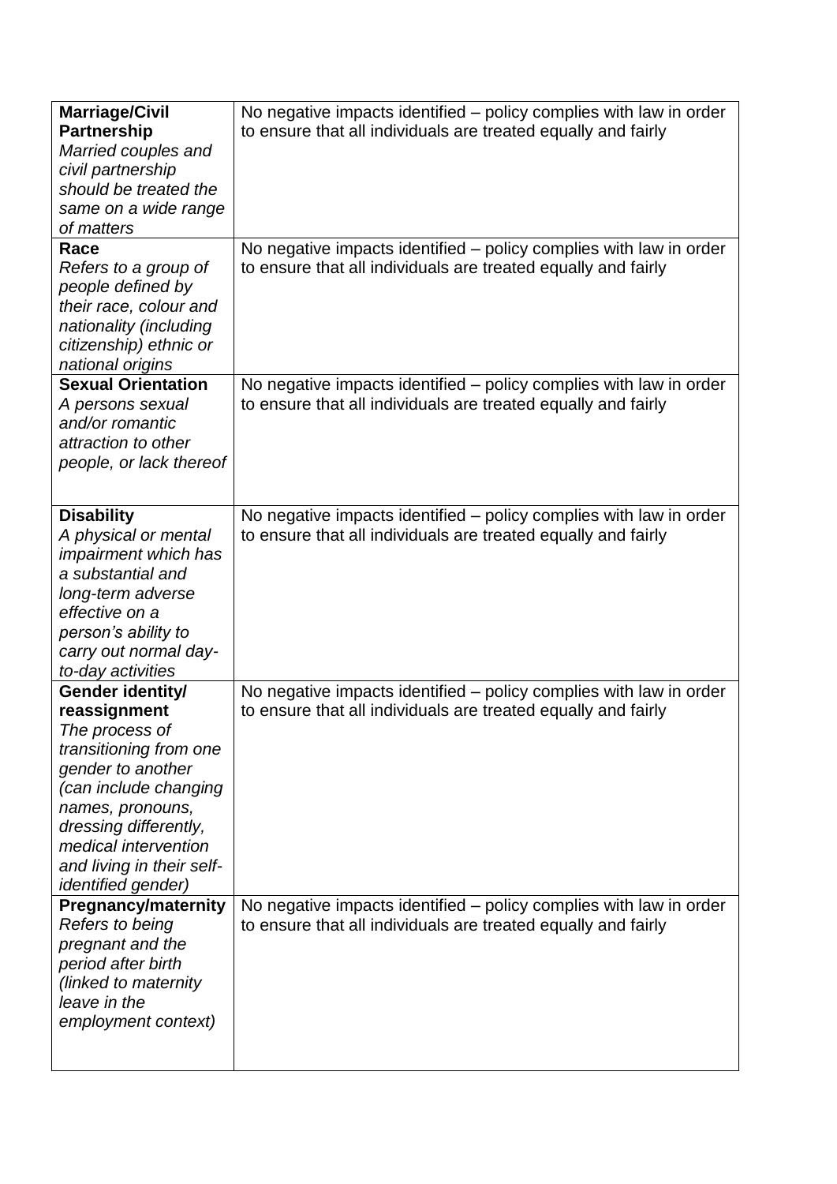| | |
|---|---|
| **Marriage/Civil Partnership** *Married couples and civil partnership should be treated the same on a wide range of matters* | No negative impacts identified – policy complies with law in order to ensure that all individuals are treated equally and fairly |
| **Race** *Refers to a group of people defined by their race, colour and nationality (including citizenship) ethnic or national origins* | No negative impacts identified – policy complies with law in order to ensure that all individuals are treated equally and fairly |
| **Sexual Orientation** *A persons sexual and/or romantic attraction to other people, or lack thereof* | No negative impacts identified – policy complies with law in order to ensure that all individuals are treated equally and fairly |
| **Disability** *A physical or mental impairment which has a substantial and long-term adverse effective on a person's ability to carry out normal day-to-day activities* | No negative impacts identified – policy complies with law in order to ensure that all individuals are treated equally and fairly |
| **Gender identity/ reassignment** *The process of transitioning from one gender to another (can include changing names, pronouns, dressing differently, medical intervention and living in their self-identified gender)* | No negative impacts identified – policy complies with law in order to ensure that all individuals are treated equally and fairly |
| **Pregnancy/maternity** *Refers to being pregnant and the period after birth (linked to maternity leave in the employment context)* | No negative impacts identified – policy complies with law in order to ensure that all individuals are treated equally and fairly |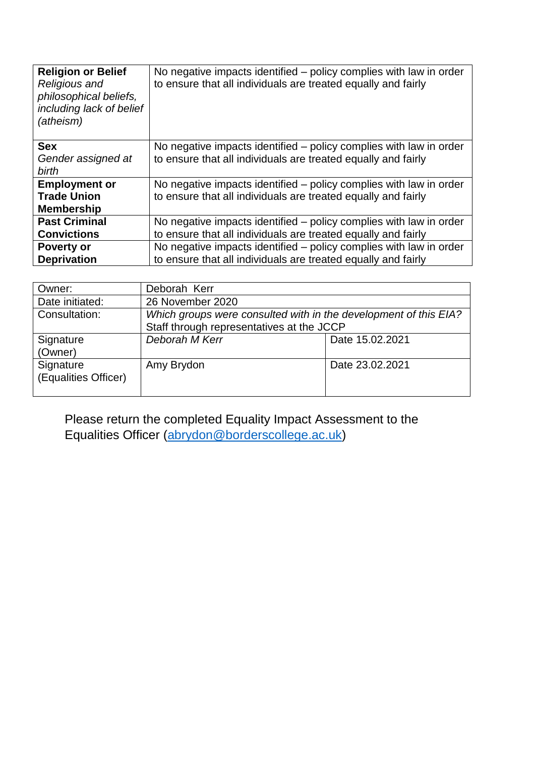| | |
|---|---|
| **Religion or Belief** *Religious and philosophical beliefs, including lack of belief (atheism)* | No negative impacts identified – policy complies with law in order to ensure that all individuals are treated equally and fairly |
| **Sex** *Gender assigned at birth* | No negative impacts identified – policy complies with law in order to ensure that all individuals are treated equally and fairly |
| **Employment or Trade Union Membership** | No negative impacts identified – policy complies with law in order to ensure that all individuals are treated equally and fairly |
| **Past Criminal Convictions** | No negative impacts identified – policy complies with law in order to ensure that all individuals are treated equally and fairly |
| **Poverty or Deprivation** | No negative impacts identified – policy complies with law in order to ensure that all individuals are treated equally and fairly |

| | | |
|---|---|---|
| Owner: | Deborah Kerr | |
| Date initiated: | 26 November 2020 | |
| Consultation: | *Which groups were consulted with in the development of this EIA?* Staff through representatives at the JCCP | |
| Signature (Owner) | *Deborah M Kerr* | Date 15.02.2021 |
| Signature (Equalities Officer) | Amy Brydon | Date 23.02.2021 |

Please return the completed Equality Impact Assessment to the Equalities Officer (abrydon@borderscollege.ac.uk)